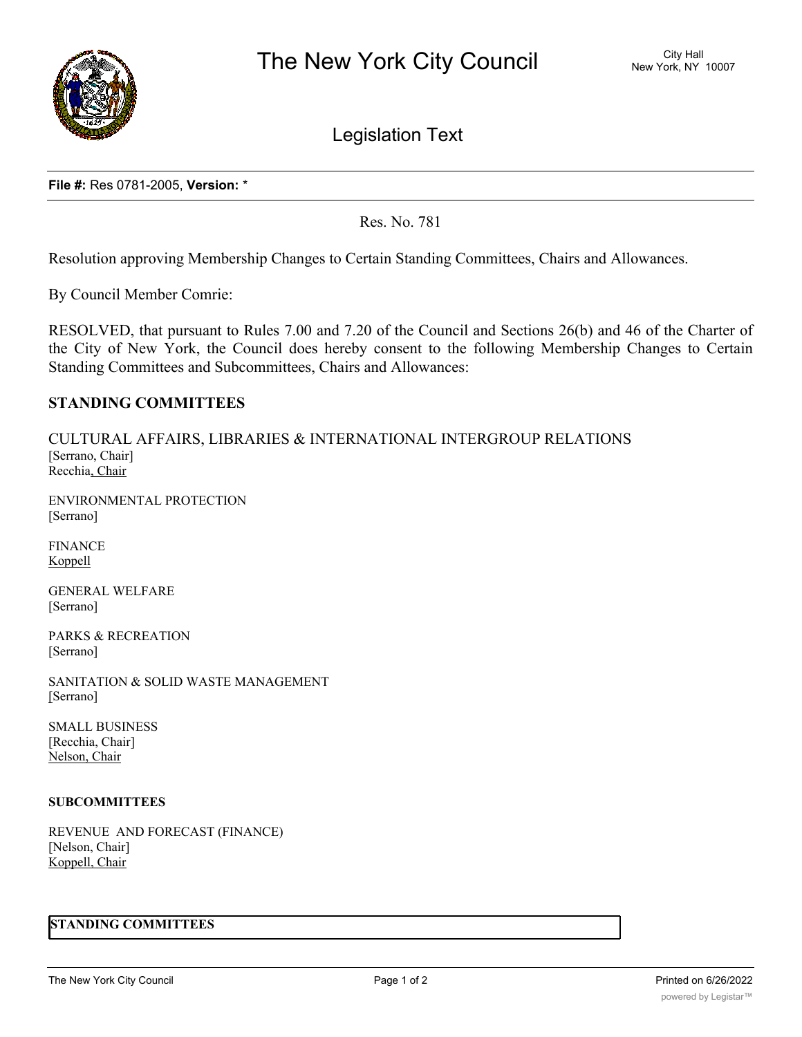File #: Res 0781-2005, Version: *

Res. No. 781

Resolution approving Membership Changes to Certain Standing Committees, Chairs and Allowances.

By Council Member Comrie:

RESOLVED, that pursuant to Rules 7.00 and 7.20 of the Council and Sections 26(b) and 46 of the Charter of the City of New York, the Council does hereby consent to the following Membership Changes to Certain Standing Committees and Subcommittees, Chairs and Allowances:

## STANDING COMMITTEES

CULTURAL AFFAIRS, LIBRARIES & INTERNATIONAL INTERGROUP RELATIONS
[Serrano, Chair]
Recchia, Chair

ENVIRONMENTAL PROTECTION
[Serrano]

FINANCE
Koppell

GENERAL WELFARE
[Serrano]

PARKS & RECREATION
[Serrano]

SANITATION & SOLID WASTE MANAGEMENT
[Serrano]

SMALL BUSINESS
[Recchia, Chair]
Nelson, Chair

### SUBCOMMITTEES

REVENUE AND FORECAST (FINANCE)
[Nelson, Chair]
Koppell, Chair

**STANDING COMMITTEES**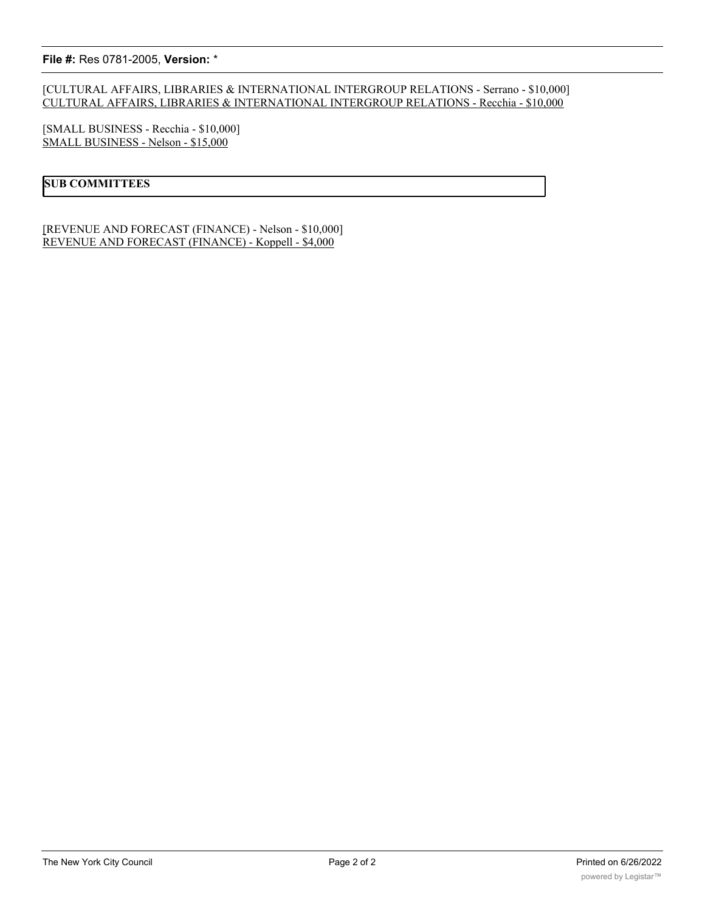[CULTURAL AFFAIRS, LIBRARIES & INTERNATIONAL INTERGROUP RELATIONS - Serrano - $10,000]
<u>CULTURAL AFFAIRS, LIBRARIES & INTERNATIONAL INTERGROUP RELATIONS - Recchia - $10,000</u>

[SMALL BUSINESS - Recchia - $10,000]
<u>SMALL BUSINESS - Nelson - $15,000</u>

**SUB COMMITTEES**

[REVENUE AND FORECAST (FINANCE) - Nelson - $10,000]
<u>REVENUE AND FORECAST (FINANCE) - Koppell - $4,000</u>